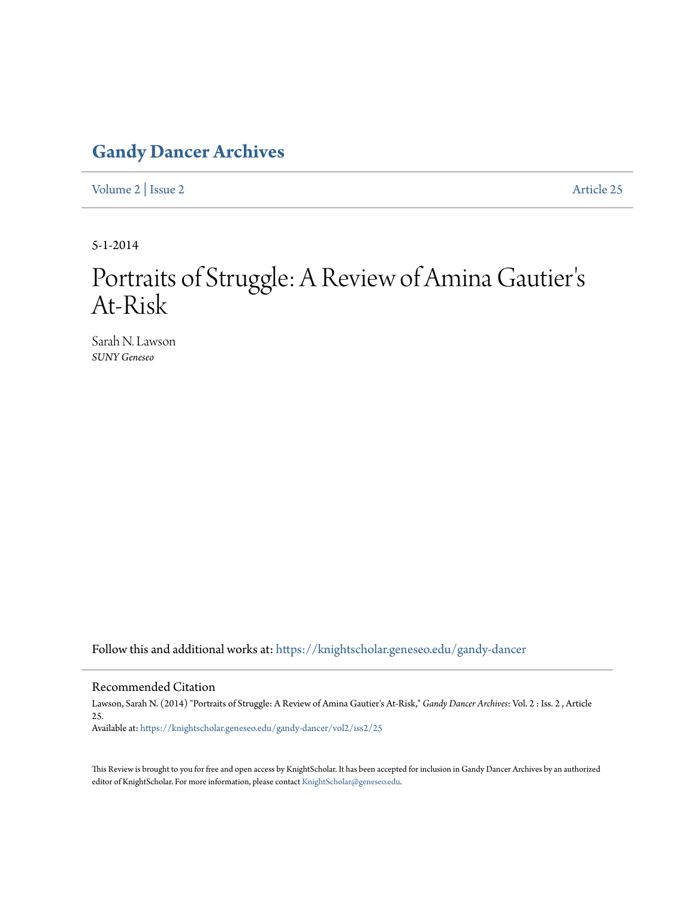# Gandy Dancer Archives

Volume 2 | Issue 2 Article 25

5-1-2014

# Portraits of Struggle: A Review of Amina Gautier's At-Risk

Sarah N. Lawson
*SUNY Geneseo*

Follow this and additional works at: https://knightscholar.geneseo.edu/gandy-dancer

## Recommended Citation

Lawson, Sarah N. (2014) "Portraits of Struggle: A Review of Amina Gautier's At-Risk," *Gandy Dancer Archives*: Vol. 2 : Iss. 2 , Article 25.
Available at: https://knightscholar.geneseo.edu/gandy-dancer/vol2/iss2/25

This Review is brought to you for free and open access by KnightScholar. It has been accepted for inclusion in Gandy Dancer Archives by an authorized editor of KnightScholar. For more information, please contact KnightScholar@geneseo.edu.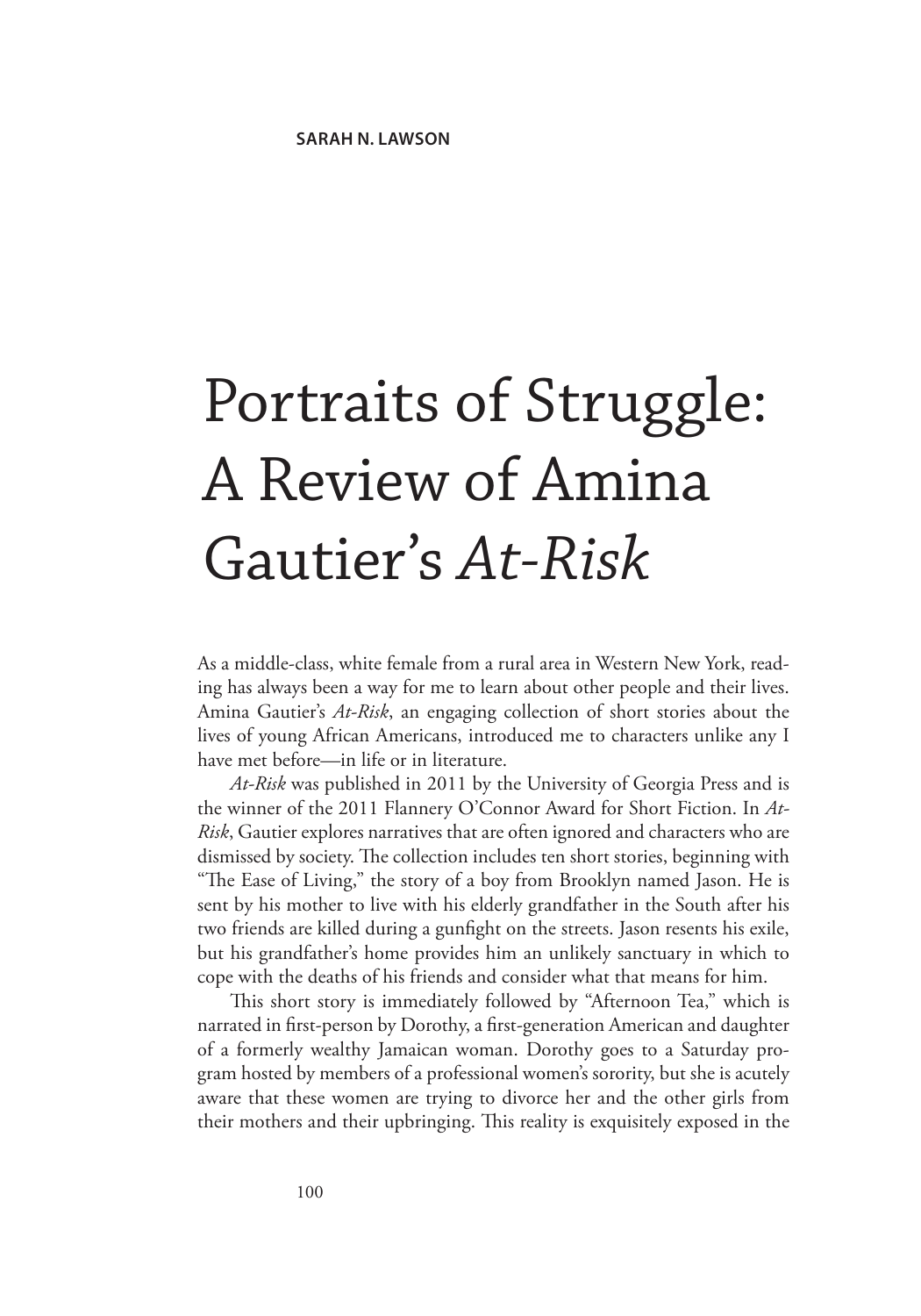SARAH N. LAWSON

# Portraits of Struggle: A Review of Amina Gautier's *At-Risk*

As a middle-class, white female from a rural area in Western New York, reading has always been a way for me to learn about other people and their lives. Amina Gautier's *At-Risk*, an engaging collection of short stories about the lives of young African Americans, introduced me to characters unlike any I have met before—in life or in literature.

*At-Risk* was published in 2011 by the University of Georgia Press and is the winner of the 2011 Flannery O'Connor Award for Short Fiction. In *At-Risk*, Gautier explores narratives that are often ignored and characters who are dismissed by society. The collection includes ten short stories, beginning with "The Ease of Living," the story of a boy from Brooklyn named Jason. He is sent by his mother to live with his elderly grandfather in the South after his two friends are killed during a gunfight on the streets. Jason resents his exile, but his grandfather's home provides him an unlikely sanctuary in which to cope with the deaths of his friends and consider what that means for him.

This short story is immediately followed by "Afternoon Tea," which is narrated in first-person by Dorothy, a first-generation American and daughter of a formerly wealthy Jamaican woman. Dorothy goes to a Saturday program hosted by members of a professional women's sorority, but she is acutely aware that these women are trying to divorce her and the other girls from their mothers and their upbringing. This reality is exquisitely exposed in the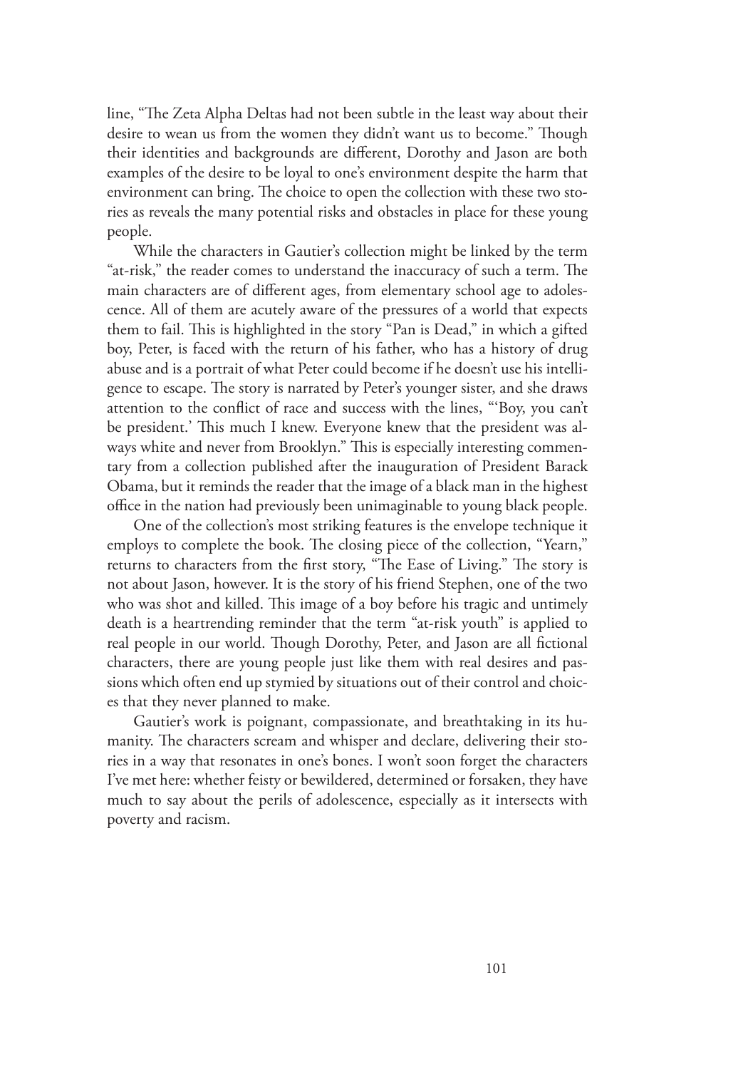line, "The Zeta Alpha Deltas had not been subtle in the least way about their desire to wean us from the women they didn't want us to become." Though their identities and backgrounds are different, Dorothy and Jason are both examples of the desire to be loyal to one's environment despite the harm that environment can bring. The choice to open the collection with these two stories as reveals the many potential risks and obstacles in place for these young people.

While the characters in Gautier's collection might be linked by the term "at-risk," the reader comes to understand the inaccuracy of such a term. The main characters are of different ages, from elementary school age to adolescence. All of them are acutely aware of the pressures of a world that expects them to fail. This is highlighted in the story "Pan is Dead," in which a gifted boy, Peter, is faced with the return of his father, who has a history of drug abuse and is a portrait of what Peter could become if he doesn't use his intelligence to escape. The story is narrated by Peter's younger sister, and she draws attention to the conflict of race and success with the lines, "'Boy, you can't be president.' This much I knew. Everyone knew that the president was always white and never from Brooklyn." This is especially interesting commentary from a collection published after the inauguration of President Barack Obama, but it reminds the reader that the image of a black man in the highest office in the nation had previously been unimaginable to young black people.

One of the collection's most striking features is the envelope technique it employs to complete the book. The closing piece of the collection, "Yearn," returns to characters from the first story, "The Ease of Living." The story is not about Jason, however. It is the story of his friend Stephen, one of the two who was shot and killed. This image of a boy before his tragic and untimely death is a heartrending reminder that the term "at-risk youth" is applied to real people in our world. Though Dorothy, Peter, and Jason are all fictional characters, there are young people just like them with real desires and passions which often end up stymied by situations out of their control and choices that they never planned to make.

Gautier's work is poignant, compassionate, and breathtaking in its humanity. The characters scream and whisper and declare, delivering their stories in a way that resonates in one's bones. I won't soon forget the characters I've met here: whether feisty or bewildered, determined or forsaken, they have much to say about the perils of adolescence, especially as it intersects with poverty and racism.